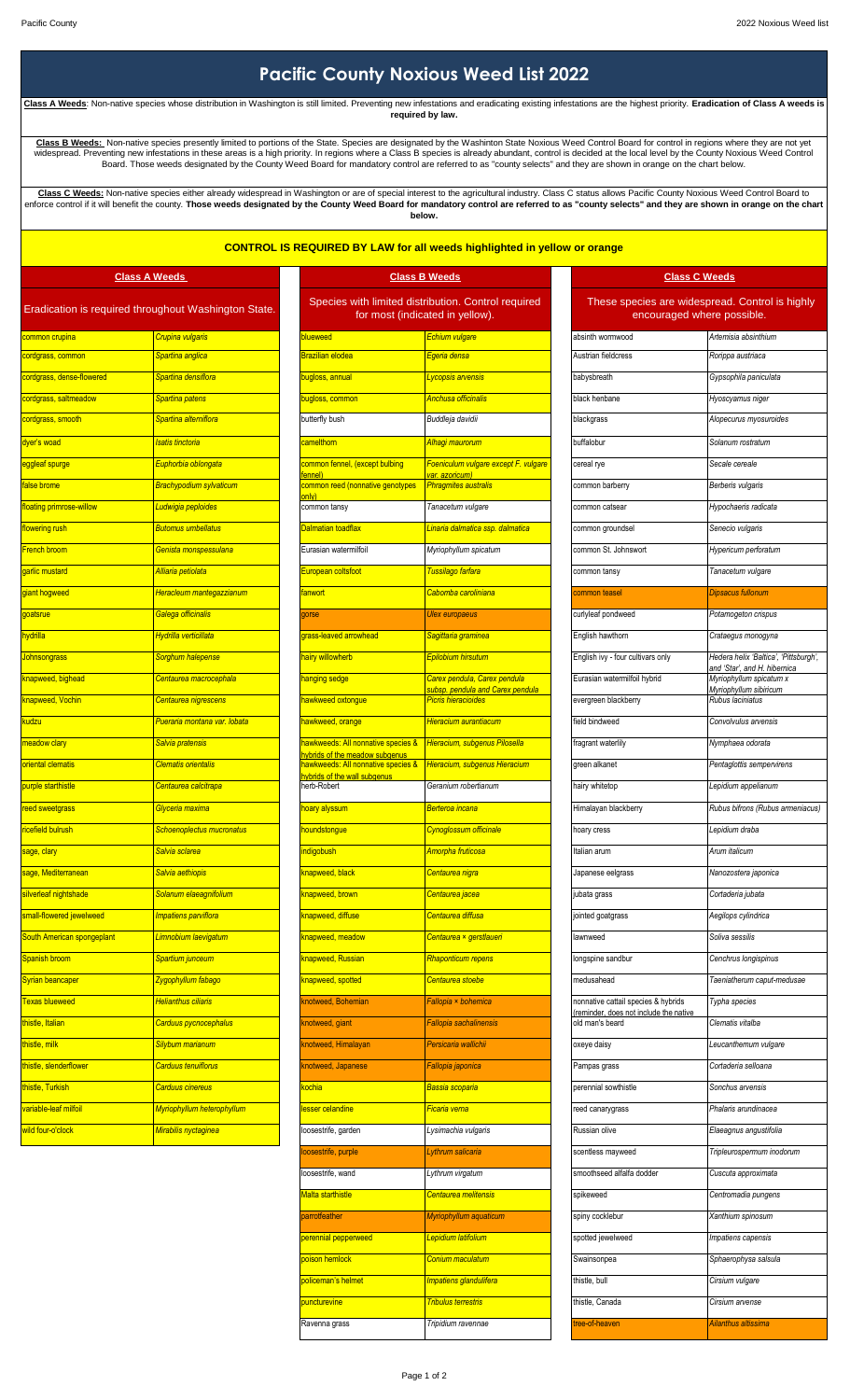# Pacific County Noxious Weed List 2022

**Class A Weeds**: Non-native species whose distribution in Washington is still limited. Preventing new infestations and eradicating existing infestations are the highest priority. **Eradication of Class A weeds is required by law.**

**Class B Weeds:** Non-native species presently limited to portions of the State. Species are designated by the Washinton State Noxious Weed Control Board for control in regions where they are not yet widespread. Preventing new infestations in these areas is a high priority. In regions where a Class B species is already abundant, control is decided at the local level by the County Noxious Weed Control Board. Those weeds designated by the County Weed Board for mandatory control are referred to as "county selects" and they are shown in orange on the chart below.

**Class C Weeds:** Non-native species either already widespread in Washington or are of special interest to the agricultural industry. Class C status allows Pacific County Noxious Weed Control Board to enforce control if it will benefit the county. **Those weeds designated by the County Weed Board for mandatory control are referred to as "county selects" and they are shown in orange on the chart below.**

## CONTROL IS REQUIRED BY LAW for all weeds highlighted in yellow or orange

### Class A Weeds

Eradication is required throughout Washington State.

| Common name | Scientific name |
|---|---|
| common crupina | *Crupina vulgaris* |
| cordgrass, common | *Spartina anglica* |
| cordgrass, dense-flowered | *Spartina densiflora* |
| cordgrass, saltmeadow | *Spartina patens* |
| cordgrass, smooth | *Spartina alterniflora* |
| dyer's woad | *Isatis tinctoria* |
| eggleaf spurge | *Euphorbia oblongata* |
| false brome | *Brachypodium sylvaticum* |
| floating primrose-willow | *Ludwigia peploides* |
| flowering rush | *Butomus umbellatus* |
| French broom | *Genista monspessulana* |
| garlic mustard | *Alliaria petiolata* |
| giant hogweed | *Heracleum mantegazzianum* |
| goatsrue | *Galega officinalis* |
| hydrilla | *Hydrilla verticillata* |
| Johnsongrass | *Sorghum halepense* |
| knapweed, bighead | *Centaurea macrocephala* |
| knapweed, Vochin | *Centaurea nigrescens* |
| kudzu | *Pueraria montana var. lobata* |
| meadow clary | *Salvia pratensis* |
| oriental clematis | *Clematis orientalis* |
| purple starthistle | *Centaurea calcitrapa* |
| reed sweetgrass | *Glyceria maxima* |
| ricefield bulrush | *Schoenoplectus mucronatus* |
| sage, clary | *Salvia sclarea* |
| sage, Mediterranean | *Salvia aethiopis* |
| silverleaf nightshade | *Solanum elaeagnifolium* |
| small-flowered jewelweed | *Impatiens parviflora* |
| South American spongeplant | *Limnobium laevigatum* |
| Spanish broom | *Spartium junceum* |
| Syrian beancaper | *Zygophyllum fabago* |
| Texas blueweed | *Helianthus ciliaris* |
| thistle, Italian | *Carduus pycnocephalus* |
| thistle, milk | *Silybum marianum* |
| thistle, slenderflower | *Carduus tenuiflorus* |
| thistle, Turkish | *Carduus cinereus* |
| variable-leaf milfoil | *Myriophyllum heterophyllum* |
| wild four-o'clock | *Mirabilis nyctaginea* |

### Class B Weeds

Species with limited distribution. Control required for most (indicated in yellow).

| Common name | Scientific name |
|---|---|
| blueweed | *Echium vulgare* |
| Brazilian elodea | *Egeria densa* |
| bugloss, annual | *Lycopsis arvensis* |
| bugloss, common | *Anchusa officinalis* |
| butterfly bush | *Buddleja davidii* |
| camelthorn | *Alhagi maurorum* |
| common fennel, (except bulbing fennel) | *Foeniculum vulgare except F. vulgare var. azoricum)* |
| common reed (nonnative genotypes only) | *Phragmites australis* |
| common tansy | *Tanacetum vulgare* |
| Dalmatian toadflax | *Linaria dalmatica ssp. dalmatica* |
| Eurasian watermilfoil | *Myriophyllum spicatum* |
| European coltsfoot | *Tussilago farfara* |
| fanwort | *Cabomba caroliniana* |
| gorse | *Ulex europaeus* |
| grass-leaved arrowhead | *Sagittaria graminea* |
| hairy willowherb | *Epilobium hirsutum* |
| hanging sedge | *Carex pendula, Carex pendula subsp. pendula and Carex pendula* |
| hawkweed oxtongue | *Picris hieracioides* |
| hawkweed, orange | *Hieracium aurantiacum* |
| hawkweeds: All nonnative species & hybrids of the meadow subgenus | *Hieracium, subgenus Pilosella* |
| hawkweeds: All nonnative species & hybrids of the wall subgenus | *Hieracium, subgenus Hieracium* |
| herb-Robert | *Geranium robertianum* |
| hoary alyssum | *Berteroa incana* |
| houndstongue | *Cynoglossum officinale* |
| indigobush | *Amorpha fruticosa* |
| knapweed, black | *Centaurea nigra* |
| knapweed, brown | *Centaurea jacea* |
| knapweed, diffuse | *Centaurea diffusa* |
| knapweed, meadow | *Centaurea × gerstlaueri* |
| knapweed, Russian | *Rhaponticum repens* |
| knapweed, spotted | *Centaurea stoebe* |
| knotweed, Bohemian | *Fallopia × bohemica* |
| knotweed, giant | *Fallopia sachalinensis* |
| knotweed, Himalayan | *Persicaria wallichii* |
| knotweed, Japanese | *Fallopia japonica* |
| kochia | *Bassia scoparia* |
| lesser celandine | *Ficaria verna* |
| loosestrife, garden | *Lysimachia vulgaris* |
| loosestrife, purple | *Lythrum salicaria* |
| loosestrife, wand | *Lythrum virgatum* |
| Malta starthistle | *Centaurea melitensis* |
| parrotfeather | *Myriophyllum aquaticum* |
| perennial pepperweed | *Lepidium latifolium* |
| poison hemlock | *Conium maculatum* |
| policeman's helmet | *Impatiens glandulifera* |
| puncturevine | *Tribulus terrestris* |
| Ravenna grass | *Tripidium ravennae* |

### Class C Weeds

These species are widespread. Control is highly encouraged where possible.

| Common name | Scientific name |
|---|---|
| absinth wormwood | *Artemisia absinthium* |
| Austrian fieldcress | *Rorippa austriaca* |
| babysbreath | *Gypsophila paniculata* |
| black henbane | *Hyoscyamus niger* |
| blackgrass | *Alopecurus myosuroides* |
| buffalobur | *Solanum rostratum* |
| cereal rye | *Secale cereale* |
| common barberry | *Berberis vulgaris* |
| common catsear | *Hypochaeris radicata* |
| common groundsel | *Senecio vulgaris* |
| common St. Johnswort | *Hypericum perforatum* |
| common tansy | *Tanacetum vulgare* |
| common teasel | *Dipsacus fullonum* |
| curlyleaf pondweed | *Potamogeton crispus* |
| English hawthorn | *Crataegus monogyna* |
| English ivy - four cultivars only | *Hedera helix 'Baltica', 'Pittsburgh', and 'Star', and H. hibernica* |
| Eurasian watermilfoil hybrid | *Myriophyllum spicatum x Myriophyllum sibiricum* |
| evergreen blackberry | *Rubus laciniatus* |
| field bindweed | *Convolvulus arvensis* |
| fragrant waterlily | *Nymphaea odorata* |
| green alkanet | *Pentaglottis sempervirens* |
| hairy whitetop | *Lepidium appelianum* |
| Himalayan blackberry | *Rubus bifrons (Rubus armeniacus)* |
| hoary cress | *Lepidium draba* |
| Italian arum | *Arum italicum* |
| Japanese eelgrass | *Nanozostera japonica* |
| jubata grass | *Cortaderia jubata* |
| jointed goatgrass | *Aegilops cylindrica* |
| lawnweed | *Soliva sessilis* |
| longspine sandbur | *Cenchrus longispinus* |
| medusahead | *Taeniatherum caput-medusae* |
| nonnative cattail species & hybrids (reminder, does not include the native | *Typha species* |
| old man's beard | *Clematis vitalba* |
| oxeye daisy | *Leucanthemum vulgare* |
| Pampas grass | *Cortaderia selloana* |
| perennial sowthistle | *Sonchus arvensis* |
| reed canarygrass | *Phalaris arundinacea* |
| Russian olive | *Elaeagnus angustifolia* |
| scentless mayweed | *Tripleurospermum inodorum* |
| smoothseed alfalfa dodder | *Cuscuta approximata* |
| spikeweed | *Centromadia pungens* |
| spiny cocklebur | *Xanthium spinosum* |
| spotted jewelweed | *Impatiens capensis* |
| Swainsonpea | *Sphaerophysa salsula* |
| thistle, bull | *Cirsium vulgare* |
| thistle, Canada | *Cirsium arvense* |
| tree-of-heaven | *Ailanthus altissima* |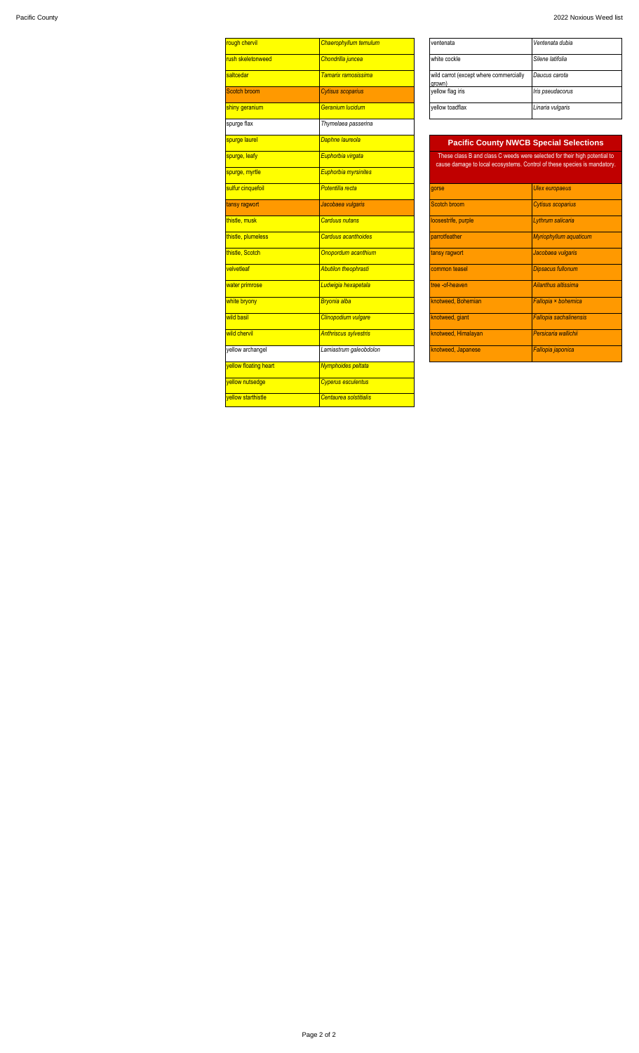| | |
|---|---|
| rough chervil | *Chaerophyllum temulum* |
| rush skeletonweed | *Chondrilla juncea* |
| saltcedar | *Tamarix ramosissima* |
| Scotch broom | *Cytisus scoparius* |
| shiny geranium | *Geranium lucidum* |
| spurge flax | *Thymelaea passerina* |
| spurge laurel | *Daphne laureola* |
| spurge, leafy | *Euphorbia virgata* |
| spurge, myrtle | *Euphorbia myrsinites* |
| sulfur cinquefoil | *Potentilla recta* |
| tansy ragwort | *Jacobaea vulgaris* |
| thistle, musk | *Carduus nutans* |
| thistle, plumeless | *Carduus acanthoides* |
| thistle, Scotch | *Onopordum acanthium* |
| velvetleaf | *Abutilon theophrasti* |
| water primrose | *Ludwigia hexapetala* |
| white bryony | *Bryonia alba* |
| wild basil | *Clinopodium vulgare* |
| wild chervil | *Anthriscus sylvestris* |
| yellow archangel | *Lamiastrum galeobdolon* |
| yellow floating heart | *Nymphoides peltata* |
| yellow nutsedge | *Cyperus esculentus* |
| yellow starthistle | *Centaurea solstitialis* |
| ventenata | *Ventenata dubia* |
| white cockle | *Silene latifolia* |
| wild carrot (except where commercially grown) | *Daucus carota* |
| yellow flag iris | *Iris pseudacorus* |
| yellow toadflax | *Linaria vulgaris* |

## Pacific County NWCB Special Selections

These class B and class C weeds were selected for their high potential to cause damage to local ecosystems. Control of these species is mandatory.

| | |
|---|---|
| gorse | *Ulex europaeus* |
| Scotch broom | *Cytisus scoparius* |
| loosestrife, purple | *Lythrum salicaria* |
| parrotfeather | *Myriophyllum aquaticum* |
| tansy ragwort | *Jacobaea vulgaris* |
| common teasel | *Dipsacus fullonum* |
| tree -of-heaven | *Ailanthus altissima* |
| knotweed, Bohemian | *Fallopia × bohemica* |
| knotweed, giant | *Fallopia sachalinensis* |
| knotweed, Himalayan | *Persicaria wallichii* |
| knotweed, Japanese | *Fallopia japonica* |